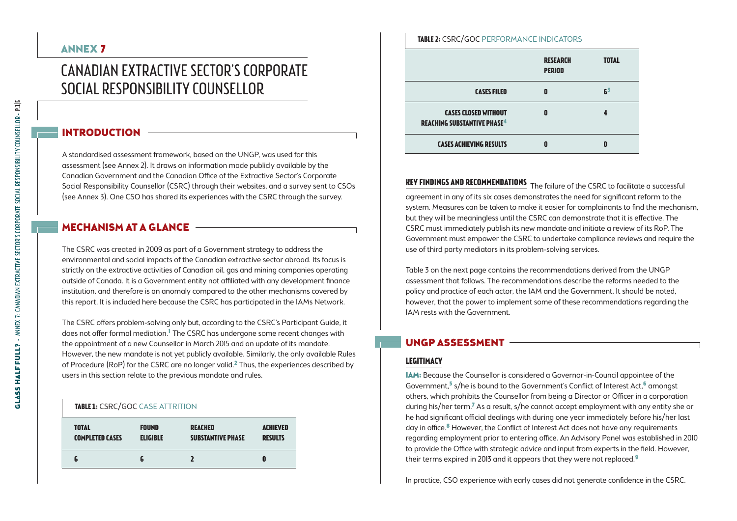ANNEX 7

# CANADIAN EXTRACTIVE SECTOR'S CORPORATE SOCIAL RESPONSIBILITY COUNSELLOR

## INTRODUCTION

A standardised assessment framework, based on the UNGP, was used for this assessment (see Annex 2). It draws on information made publicly available by the Canadian Government and the Canadian Office of the Extractive Sector's Corporate Social Responsibility Counsellor (CSRC) through their websites, and a survey sent to CSOs (see Annex 3). One CSO has shared its experiences with the CSRC through the survey.

## MECHANISM AT A GLANCE

The CSRC was created in 2009 as part of a Government strategy to address the environmental and social impacts of the Canadian extractive sector abroad. Its focus is strictly on the extractive activities of Canadian oil, gas and mining companies operating outside of Canada. It is a Government entity not affiliated with any development finance institution, and therefore is an anomaly compared to the other mechanisms covered by this report. It is included here because the CSRC has participated in the IAMs Network.

The CSRC offers problem-solving only but, according to the CSRC's Participant Guide, it does not offer formal mediation.[1] The CSRC has undergone some recent changes with the appointment of a new Counsellor in March 2015 and an update of its mandate. However, the new mandate is not yet publicly available. Similarly, the only available Rules of Procedure (RoP) for the CSRC are no longer valid.[2] Thus, the experiences described by users in this section relate to the previous mandate and rules.

**TABLE 1:** CSRC/GOC CASE ATTRITION

| TOTAL COMPLETED CASES | FOUND ELIGIBLE | REACHED SUBSTANTIVE PHASE | ACHIEVED RESULTS |
|---|---|---|---|
| 6 | 6 | 2 | 0 |

**TABLE 2:** CSRC/GOC PERFORMANCE INDICATORS

| | RESEARCH PERIOD | TOTAL |
|---|---|---|
| CASES FILED | 0 | 6[3] |
| CASES CLOSED WITHOUT REACHING SUBSTANTIVE PHASE[4] | 0 | 4 |
| CASES ACHIEVING RESULTS | 0 | 0 |

**KEY FINDINGS AND RECOMMENDATIONS** The failure of the CSRC to facilitate a successful agreement in any of its six cases demonstrates the need for significant reform to the system. Measures can be taken to make it easier for complainants to find the mechanism, but they will be meaningless until the CSRC can demonstrate that it is effective. The CSRC must immediately publish its new mandate and initiate a review of its RoP. The Government must empower the CSRC to undertake compliance reviews and require the use of third party mediators in its problem-solving services.

Table 3 on the next page contains the recommendations derived from the UNGP assessment that follows. The recommendations describe the reforms needed to the policy and practice of each actor, the IAM and the Government. It should be noted, however, that the power to implement some of these recommendations regarding the IAM rests with the Government.

## UNGP ASSESSMENT

### LEGITIMACY

**IAM:** Because the Counsellor is considered a Governor-in-Council appointee of the Government,[5] s/he is bound to the Government's Conflict of Interest Act,[6] amongst others, which prohibits the Counsellor from being a Director or Officer in a corporation during his/her term.[7] As a result, s/he cannot accept employment with any entity she or he had significant official dealings with during one year immediately before his/her last day in office.[8] However, the Conflict of Interest Act does not have any requirements regarding employment prior to entering office. An Advisory Panel was established in 2010 to provide the Office with strategic advice and input from experts in the field. However, their terms expired in 2013 and it appears that they were not replaced.[9]

In practice, CSO experience with early cases did not generate confidence in the CSRC.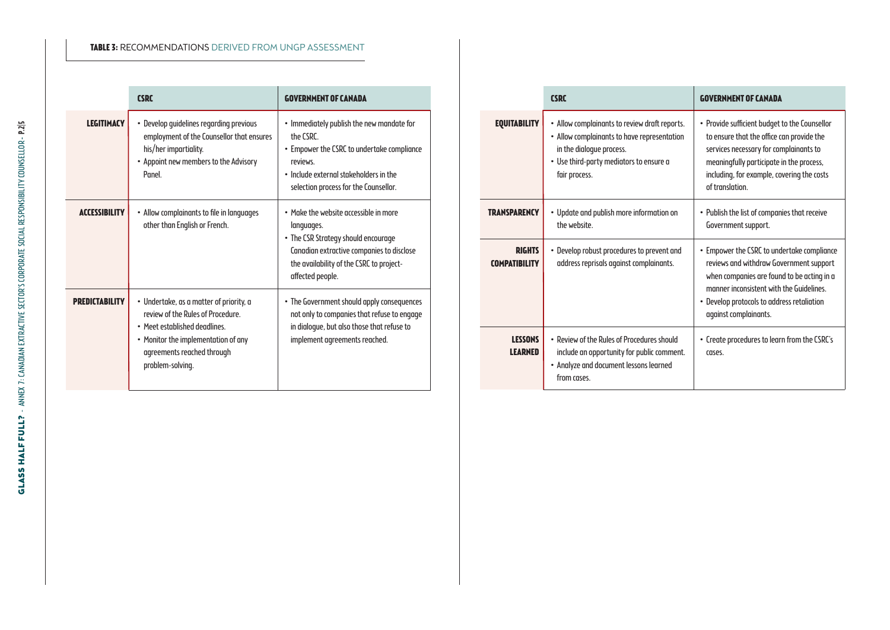**TABLE 3:** RECOMMENDATIONS DERIVED FROM UNGP ASSESSMENT

| | CSRC | GOVERNMENT OF CANADA |
|---|---|---|
| **LEGITIMACY** | • Develop guidelines regarding previous employment of the Counsellor that ensures his/her impartiality.<br>• Appoint new members to the Advisory Panel. | • Immediately publish the new mandate for the CSRC.<br>• Empower the CSRC to undertake compliance reviews.<br>• Include external stakeholders in the selection process for the Counsellor. |
| **ACCESSIBILITY** | • Allow complainants to file in languages other than English or French. | • Make the website accessible in more languages.<br>• The CSR Strategy should encourage Canadian extractive companies to disclose the availability of the CSRC to project-affected people. |
| **PREDICTABILITY** | • Undertake, as a matter of priority, a review of the Rules of Procedure.<br>• Meet established deadlines.<br>• Monitor the implementation of any agreements reached through problem-solving. | • The Government should apply consequences not only to companies that refuse to engage in dialogue, but also those that refuse to implement agreements reached. |
| **EQUITABILITY** | • Allow complainants to review draft reports.<br>• Allow complainants to have representation in the dialogue process.<br>• Use third-party mediators to ensure a fair process. | • Provide sufficient budget to the Counsellor to ensure that the office can provide the services necessary for complainants to meaningfully participate in the process, including, for example, covering the costs of translation. |
| **TRANSPARENCY** | • Update and publish more information on the website. | • Publish the list of companies that receive Government support. |
| **RIGHTS COMPATIBILITY** | • Develop robust procedures to prevent and address reprisals against complainants. | • Empower the CSRC to undertake compliance reviews and withdraw Government support when companies are found to be acting in a manner inconsistent with the Guidelines.<br>• Develop protocols to address retaliation against complainants. |
| **LESSONS LEARNED** | • Review of the Rules of Procedures should include an opportunity for public comment.<br>• Analyze and document lessons learned from cases. | • Create procedures to learn from the CSRC's cases. |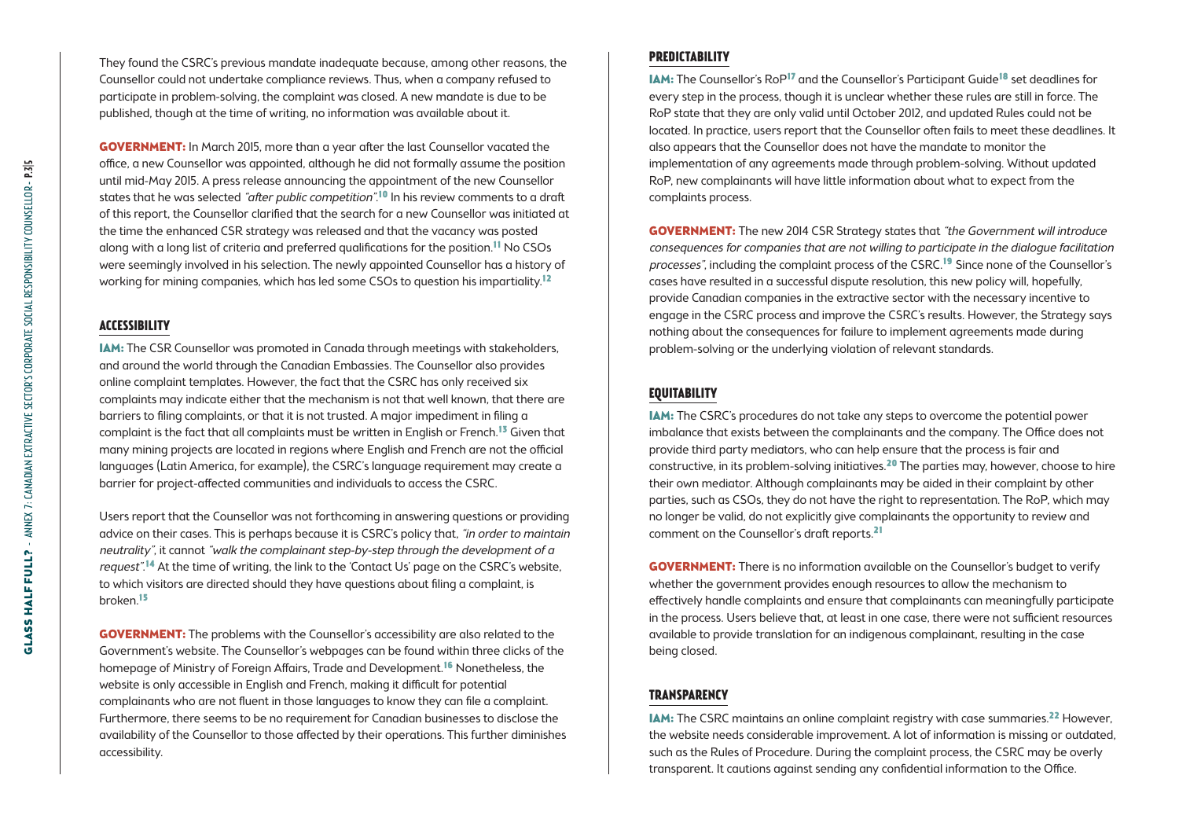They found the CSRC's previous mandate inadequate because, among other reasons, the Counsellor could not undertake compliance reviews. Thus, when a company refused to participate in problem-solving, the complaint was closed. A new mandate is due to be published, though at the time of writing, no information was available about it.

**GOVERNMENT:** In March 2015, more than a year after the last Counsellor vacated the office, a new Counsellor was appointed, although he did not formally assume the position until mid-May 2015. A press release announcing the appointment of the new Counsellor states that he was selected *"after public competition"*.[10] In his review comments to a draft of this report, the Counsellor clarified that the search for a new Counsellor was initiated at the time the enhanced CSR strategy was released and that the vacancy was posted along with a long list of criteria and preferred qualifications for the position.[11] No CSOs were seemingly involved in his selection. The newly appointed Counsellor has a history of working for mining companies, which has led some CSOs to question his impartiality.[12]

## ACCESSIBILITY

**IAM:** The CSR Counsellor was promoted in Canada through meetings with stakeholders, and around the world through the Canadian Embassies. The Counsellor also provides online complaint templates. However, the fact that the CSRC has only received six complaints may indicate either that the mechanism is not that well known, that there are barriers to filing complaints, or that it is not trusted. A major impediment in filing a complaint is the fact that all complaints must be written in English or French.[13] Given that many mining projects are located in regions where English and French are not the official languages (Latin America, for example), the CSRC's language requirement may create a barrier for project-affected communities and individuals to access the CSRC.

Users report that the Counsellor was not forthcoming in answering questions or providing advice on their cases. This is perhaps because it is CSRC's policy that, *"in order to maintain neutrality"*, it cannot *"walk the complainant step-by-step through the development of a request"*.[14] At the time of writing, the link to the 'Contact Us' page on the CSRC's website, to which visitors are directed should they have questions about filing a complaint, is broken.[15]

**GOVERNMENT:** The problems with the Counsellor's accessibility are also related to the Government's website. The Counsellor's webpages can be found within three clicks of the homepage of Ministry of Foreign Affairs, Trade and Development.[16] Nonetheless, the website is only accessible in English and French, making it difficult for potential complainants who are not fluent in those languages to know they can file a complaint. Furthermore, there seems to be no requirement for Canadian businesses to disclose the availability of the Counsellor to those affected by their operations. This further diminishes accessibility.

## PREDICTABILITY

**IAM:** The Counsellor's RoP[17] and the Counsellor's Participant Guide[18] set deadlines for every step in the process, though it is unclear whether these rules are still in force. The RoP state that they are only valid until October 2012, and updated Rules could not be located. In practice, users report that the Counsellor often fails to meet these deadlines. It also appears that the Counsellor does not have the mandate to monitor the implementation of any agreements made through problem-solving. Without updated RoP, new complainants will have little information about what to expect from the complaints process.

**GOVERNMENT:** The new 2014 CSR Strategy states that *"the Government will introduce consequences for companies that are not willing to participate in the dialogue facilitation processes"*, including the complaint process of the CSRC.[19] Since none of the Counsellor's cases have resulted in a successful dispute resolution, this new policy will, hopefully, provide Canadian companies in the extractive sector with the necessary incentive to engage in the CSRC process and improve the CSRC's results. However, the Strategy says nothing about the consequences for failure to implement agreements made during problem-solving or the underlying violation of relevant standards.

## EQUITABILITY

**IAM:** The CSRC's procedures do not take any steps to overcome the potential power imbalance that exists between the complainants and the company. The Office does not provide third party mediators, who can help ensure that the process is fair and constructive, in its problem-solving initiatives.[20] The parties may, however, choose to hire their own mediator. Although complainants may be aided in their complaint by other parties, such as CSOs, they do not have the right to representation. The RoP, which may no longer be valid, do not explicitly give complainants the opportunity to review and comment on the Counsellor's draft reports.[21]

**GOVERNMENT:** There is no information available on the Counsellor's budget to verify whether the government provides enough resources to allow the mechanism to effectively handle complaints and ensure that complainants can meaningfully participate in the process. Users believe that, at least in one case, there were not sufficient resources available to provide translation for an indigenous complainant, resulting in the case being closed.

## TRANSPARENCY

**IAM:** The CSRC maintains an online complaint registry with case summaries.[22] However, the website needs considerable improvement. A lot of information is missing or outdated, such as the Rules of Procedure. During the complaint process, the CSRC may be overly transparent. It cautions against sending any confidential information to the Office.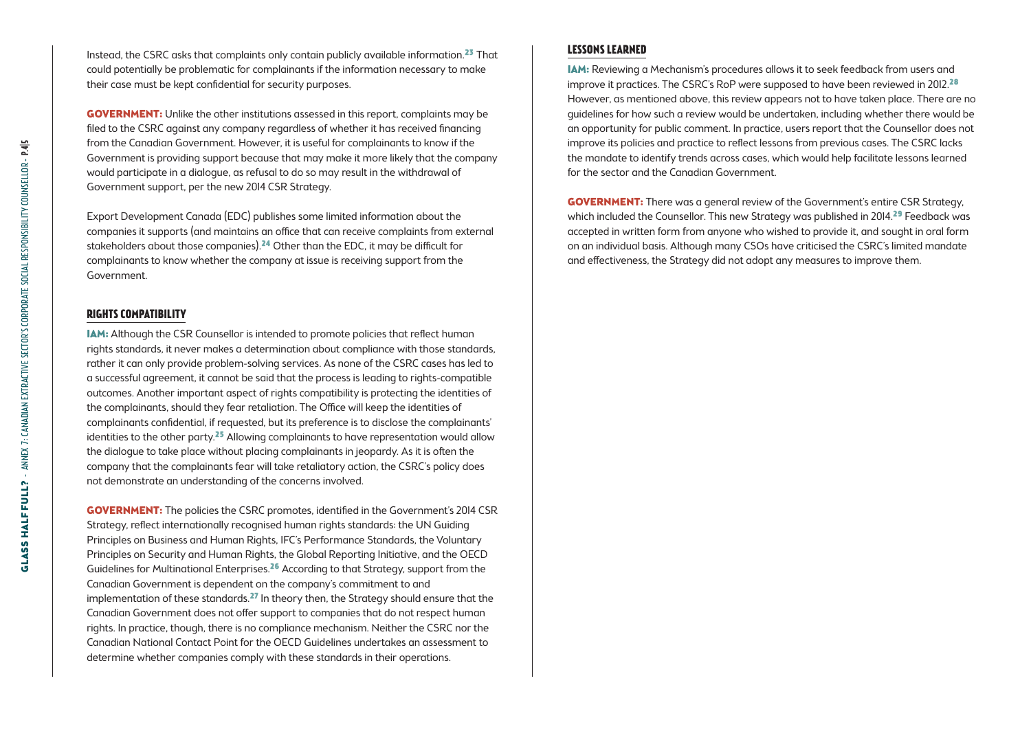Instead, the CSRC asks that complaints only contain publicly available information.[23] That could potentially be problematic for complainants if the information necessary to make their case must be kept confidential for security purposes.

**GOVERNMENT:** Unlike the other institutions assessed in this report, complaints may be filed to the CSRC against any company regardless of whether it has received financing from the Canadian Government. However, it is useful for complainants to know if the Government is providing support because that may make it more likely that the company would participate in a dialogue, as refusal to do so may result in the withdrawal of Government support, per the new 2014 CSR Strategy.

Export Development Canada (EDC) publishes some limited information about the companies it supports (and maintains an office that can receive complaints from external stakeholders about those companies).[24] Other than the EDC, it may be difficult for complainants to know whether the company at issue is receiving support from the Government.

## RIGHTS COMPATIBILITY

**IAM:** Although the CSR Counsellor is intended to promote policies that reflect human rights standards, it never makes a determination about compliance with those standards, rather it can only provide problem-solving services. As none of the CSRC cases has led to a successful agreement, it cannot be said that the process is leading to rights-compatible outcomes. Another important aspect of rights compatibility is protecting the identities of the complainants, should they fear retaliation. The Office will keep the identities of complainants confidential, if requested, but its preference is to disclose the complainants' identities to the other party.[25] Allowing complainants to have representation would allow the dialogue to take place without placing complainants in jeopardy. As it is often the company that the complainants fear will take retaliatory action, the CSRC's policy does not demonstrate an understanding of the concerns involved.

**GOVERNMENT:** The policies the CSRC promotes, identified in the Government's 2014 CSR Strategy, reflect internationally recognised human rights standards: the UN Guiding Principles on Business and Human Rights, IFC's Performance Standards, the Voluntary Principles on Security and Human Rights, the Global Reporting Initiative, and the OECD Guidelines for Multinational Enterprises.[26] According to that Strategy, support from the Canadian Government is dependent on the company's commitment to and implementation of these standards.[27] In theory then, the Strategy should ensure that the Canadian Government does not offer support to companies that do not respect human rights. In practice, though, there is no compliance mechanism. Neither the CSRC nor the Canadian National Contact Point for the OECD Guidelines undertakes an assessment to determine whether companies comply with these standards in their operations.

## LESSONS LEARNED

**IAM:** Reviewing a Mechanism's procedures allows it to seek feedback from users and improve it practices. The CSRC's RoP were supposed to have been reviewed in 2012.[28] However, as mentioned above, this review appears not to have taken place. There are no guidelines for how such a review would be undertaken, including whether there would be an opportunity for public comment. In practice, users report that the Counsellor does not improve its policies and practice to reflect lessons from previous cases. The CSRC lacks the mandate to identify trends across cases, which would help facilitate lessons learned for the sector and the Canadian Government.

**GOVERNMENT:** There was a general review of the Government's entire CSR Strategy, which included the Counsellor. This new Strategy was published in 2014.[29] Feedback was accepted in written form from anyone who wished to provide it, and sought in oral form on an individual basis. Although many CSOs have criticised the CSRC's limited mandate and effectiveness, the Strategy did not adopt any measures to improve them.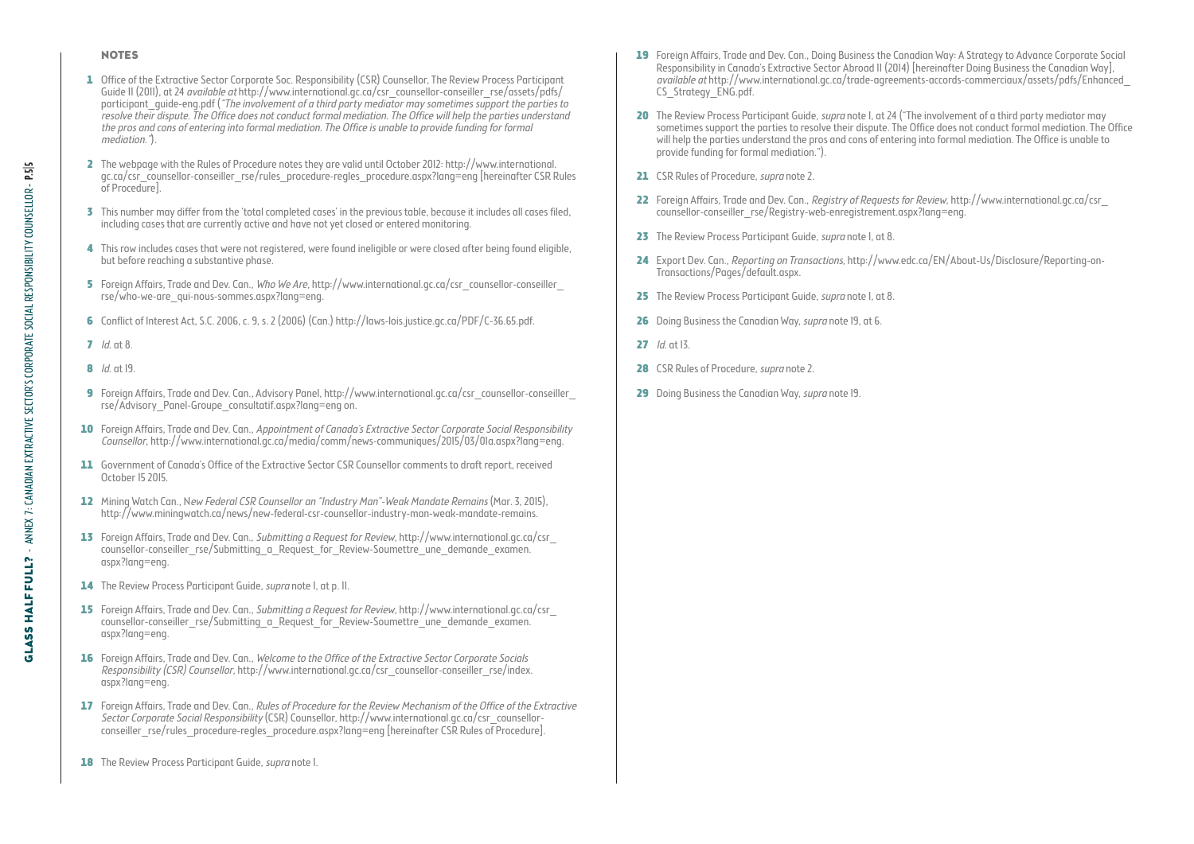## NOTES

1. Office of the Extractive Sector Corporate Soc. Responsibility (CSR) Counsellor, The Review Process Participant Guide 11 (2011), at 24 *available at* http://www.international.gc.ca/csr_counsellor-conseiller_rse/assets/pdfs/participant_guide-eng.pdf (*"The involvement of a third party mediator may sometimes support the parties to resolve their dispute. The Office does not conduct formal mediation. The Office will help the parties understand the pros and cons of entering into formal mediation. The Office is unable to provide funding for formal mediation."*).

2. The webpage with the Rules of Procedure notes they are valid until October 2012: http://www.international.gc.ca/csr_counsellor-conseiller_rse/rules_procedure-regles_procedure.aspx?lang=eng [hereinafter CSR Rules of Procedure].

3. This number may differ from the 'total completed cases' in the previous table, because it includes all cases filed, including cases that are currently active and have not yet closed or entered monitoring.

4. This row includes cases that were not registered, were found ineligible or were closed after being found eligible, but before reaching a substantive phase.

5. Foreign Affairs, Trade and Dev. Can., *Who We Are*, http://www.international.gc.ca/csr_counsellor-conseiller_rse/who-we-are_qui-nous-sommes.aspx?lang=eng.

6. Conflict of Interest Act, S.C. 2006, c. 9, s. 2 (2006) (Can.) http://laws-lois.justice.gc.ca/PDF/C-36.65.pdf.

7. *Id.* at 8.

8. *Id.* at 19.

9. Foreign Affairs, Trade and Dev. Can., Advisory Panel, http://www.international.gc.ca/csr_counsellor-conseiller_rse/Advisory_Panel-Groupe_consultatif.aspx?lang=eng on.

10. Foreign Affairs, Trade and Dev. Can., *Appointment of Canada's Extractive Sector Corporate Social Responsibility Counsellor*, http://www.international.gc.ca/media/comm/news-communiques/2015/03/01a.aspx?lang=eng.

11. Government of Canada's Office of the Extractive Sector CSR Counsellor comments to draft report, received October 15 2015.

12. Mining Watch Can., N*ew Federal CSR Counsellor an "Industry Man"-Weak Mandate Remains* (Mar. 3, 2015), http://www.miningwatch.ca/news/new-federal-csr-counsellor-industry-man-weak-mandate-remains.

13. Foreign Affairs, Trade and Dev. Can., *Submitting a Request for Review*, http://www.international.gc.ca/csr_counsellor-conseiller_rse/Submitting_a_Request_for_Review-Soumettre_une_demande_examen.aspx?lang=eng.

14. The Review Process Participant Guide, *supra* note 1, at p. 11.

15. Foreign Affairs, Trade and Dev. Can., *Submitting a Request for Review*, http://www.international.gc.ca/csr_counsellor-conseiller_rse/Submitting_a_Request_for_Review-Soumettre_une_demande_examen.aspx?lang=eng.

16. Foreign Affairs, Trade and Dev. Can., *Welcome to the Office of the Extractive Sector Corporate Socials Responsibility (CSR) Counsellor*, http://www.international.gc.ca/csr_counsellor-conseiller_rse/index.aspx?lang=eng.

17. Foreign Affairs, Trade and Dev. Can., *Rules of Procedure for the Review Mechanism of the Office of the Extractive Sector Corporate Social Responsibility* (CSR) Counsellor, http://www.international.gc.ca/csr_counsellor-conseiller_rse/rules_procedure-regles_procedure.aspx?lang=eng [hereinafter CSR Rules of Procedure].

18. The Review Process Participant Guide, *supra* note 1.

19. Foreign Affairs, Trade and Dev. Can., Doing Business the Canadian Way: A Strategy to Advance Corporate Social Responsibility in Canada's Extractive Sector Abroad 11 (2014) [hereinafter Doing Business the Canadian Way], *available at* http://www.international.gc.ca/trade-agreements-accords-commerciaux/assets/pdfs/Enhanced_CS_Strategy_ENG.pdf.

20. The Review Process Participant Guide, *supra* note 1, at 24 ("The involvement of a third party mediator may sometimes support the parties to resolve their dispute. The Office does not conduct formal mediation. The Office will help the parties understand the pros and cons of entering into formal mediation. The Office is unable to provide funding for formal mediation.").

21. CSR Rules of Procedure, *supra* note 2.

22. Foreign Affairs, Trade and Dev. Can., *Registry of Requests for Review*, http://www.international.gc.ca/csr_counsellor-conseiller_rse/Registry-web-enregistrement.aspx?lang=eng.

23. The Review Process Participant Guide, *supra* note 1, at 8.

24. Export Dev. Can., *Reporting on Transactions*, http://www.edc.ca/EN/About-Us/Disclosure/Reporting-on-Transactions/Pages/default.aspx.

25. The Review Process Participant Guide, *supra* note 1, at 8.

26. Doing Business the Canadian Way, *supra* note 19, at 6.

27. *Id.* at 13.

28. CSR Rules of Procedure, *supra* note 2.

29. Doing Business the Canadian Way, *supra* note 19.